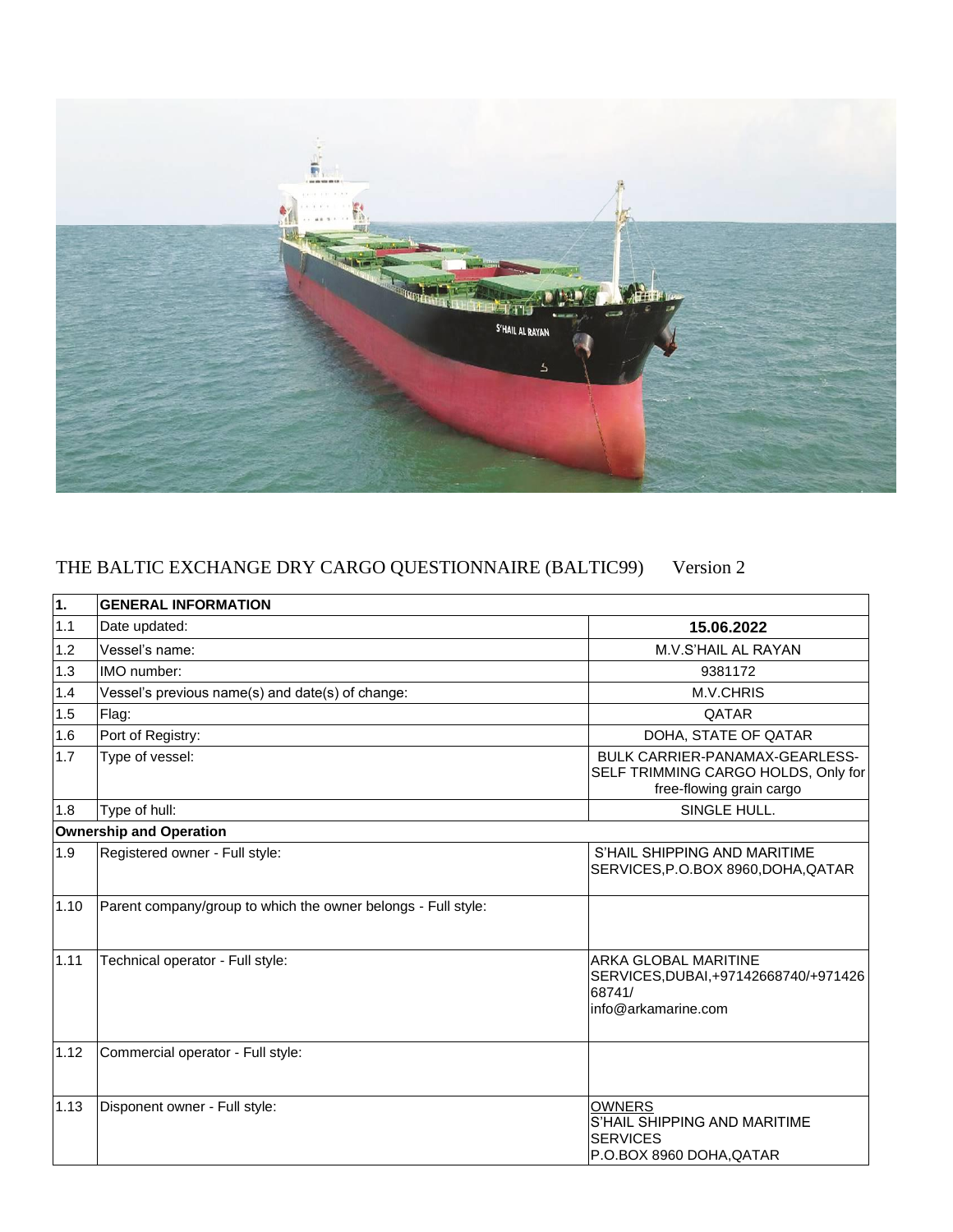THE BALTIC EXCHANGE DRY CARGO QUESTIONNAIRE (BALTIC99) Version 2

| 1. | GENERAL INFORMATION | |
|---|---|---|
| 1.1 | Date updated: | **15.06.2022** |
| 1.2 | Vessel's name: | M.V.S'HAIL AL RAYAN |
| 1.3 | IMO number: | 9381172 |
| 1.4 | Vessel's previous name(s) and date(s) of change: | M.V.CHRIS |
| 1.5 | Flag: | QATAR |
| 1.6 | Port of Registry: | DOHA, STATE OF QATAR |
| 1.7 | Type of vessel: | BULK CARRIER-PANAMAX-GEARLESS-SELF TRIMMING CARGO HOLDS, Only for free-flowing grain cargo |
| 1.8 | Type of hull: | SINGLE HULL. |
| **Ownership and Operation** | | |
| 1.9 | Registered owner - Full style: | S'HAIL SHIPPING AND MARITIME SERVICES,P.O.BOX 8960,DOHA,QATAR |
| 1.10 | Parent company/group to which the owner belongs - Full style: | |
| 1.11 | Technical operator - Full style: | ARKA GLOBAL MARITINE SERVICES,DUBAI,+97142668740/+97142668741/ info@arkamarine.com |
| 1.12 | Commercial operator - Full style: | |
| 1.13 | Disponent owner - Full style: | OWNERS S'HAIL SHIPPING AND MARITIME SERVICES P.O.BOX 8960 DOHA,QATAR |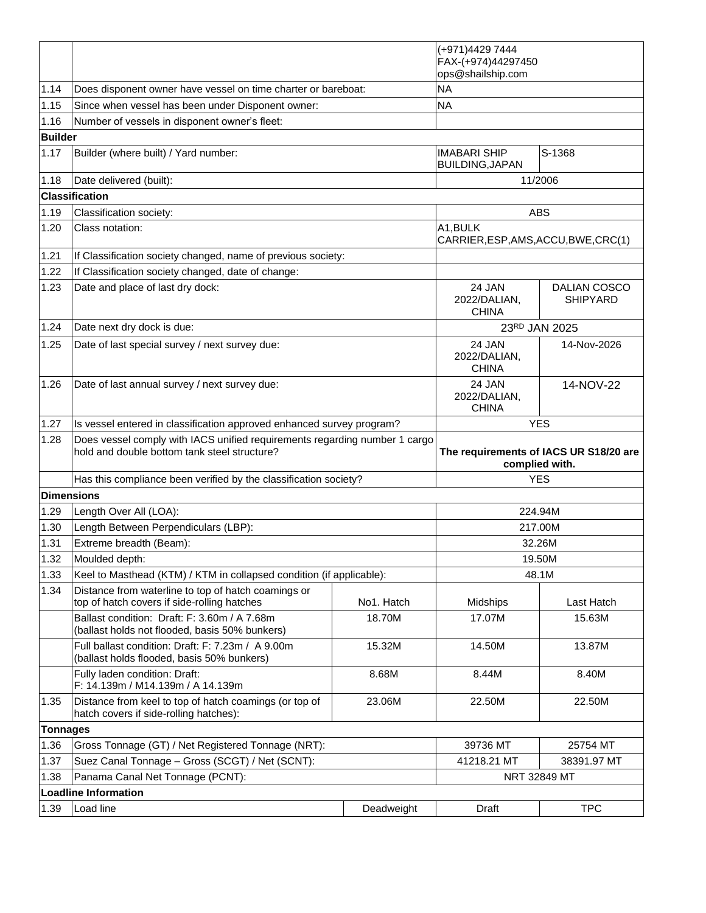| | | | | |
|---|---|---|---|---|
| | | | (+971)4429 7444<br>FAX-(+974)44297450<br>ops@shailship.com | |
| 1.14 | Does disponent owner have vessel on time charter or bareboat: | | NA | |
| 1.15 | Since when vessel has been under Disponent owner: | | NA | |
| 1.16 | Number of vessels in disponent owner's fleet: | | | |
| **Builder** | | | | |
| 1.17 | Builder (where built) / Yard number: | | IMABARI SHIP BUILDING,JAPAN | S-1368 |
| 1.18 | Date delivered (built): | | 11/2006 | |
| **Classification** | | | | |
| 1.19 | Classification society: | | ABS | |
| 1.20 | Class notation: | | A1,BULK CARRIER,ESP,AMS,ACCU,BWE,CRC(1) | |
| 1.21 | If Classification society changed, name of previous society: | | | |
| 1.22 | If Classification society changed, date of change: | | | |
| 1.23 | Date and place of last dry dock: | | 24 JAN 2022/DALIAN, CHINA | DALIAN COSCO SHIPYARD |
| 1.24 | Date next dry dock is due: | | 23RD JAN 2025 | |
| 1.25 | Date of last special survey / next survey due: | | 24 JAN 2022/DALIAN, CHINA | 14-Nov-2026 |
| 1.26 | Date of last annual survey / next survey due: | | 24 JAN 2022/DALIAN, CHINA | 14-NOV-22 |
| 1.27 | Is vessel entered in classification approved enhanced survey program? | | YES | |
| 1.28 | Does vessel comply with IACS unified requirements regarding number 1 cargo hold and double bottom tank steel structure? | | **The requirements of IACS UR S18/20 are complied with.** | |
| | Has this compliance been verified by the classification society? | | YES | |
| **Dimensions** | | | | |
| 1.29 | Length Over All (LOA): | | 224.94M | |
| 1.30 | Length Between Perpendiculars (LBP): | | 217.00M | |
| 1.31 | Extreme breadth (Beam): | | 32.26M | |
| 1.32 | Moulded depth: | | 19.50M | |
| 1.33 | Keel to Masthead (KTM) / KTM in collapsed condition (if applicable): | | 48.1M | |
| 1.34 | Distance from waterline to top of hatch coamings or top of hatch covers if side-rolling hatches | No1. Hatch | Midships | Last Hatch |
| | Ballast condition: Draft: F: 3.60m / A 7.68m (ballast holds not flooded, basis 50% bunkers) | 18.70M | 17.07M | 15.63M |
| | Full ballast condition: Draft: F: 7.23m / A 9.00m (ballast holds flooded, basis 50% bunkers) | 15.32M | 14.50M | 13.87M |
| | Fully laden condition: Draft: F: 14.139m / M14.139m / A 14.139m | 8.68M | 8.44M | 8.40M |
| 1.35 | Distance from keel to top of hatch coamings (or top of hatch covers if side-rolling hatches): | 23.06M | 22.50M | 22.50M |
| **Tonnages** | | | | |
| 1.36 | Gross Tonnage (GT) / Net Registered Tonnage (NRT): | | 39736 MT | 25754 MT |
| 1.37 | Suez Canal Tonnage – Gross (SCGT) / Net (SCNT): | | 41218.21 MT | 38391.97 MT |
| 1.38 | Panama Canal Net Tonnage (PCNT): | | NRT 32849 MT | |
| **Loadline Information** | | | | |
| 1.39 | Load line | Deadweight | Draft | TPC |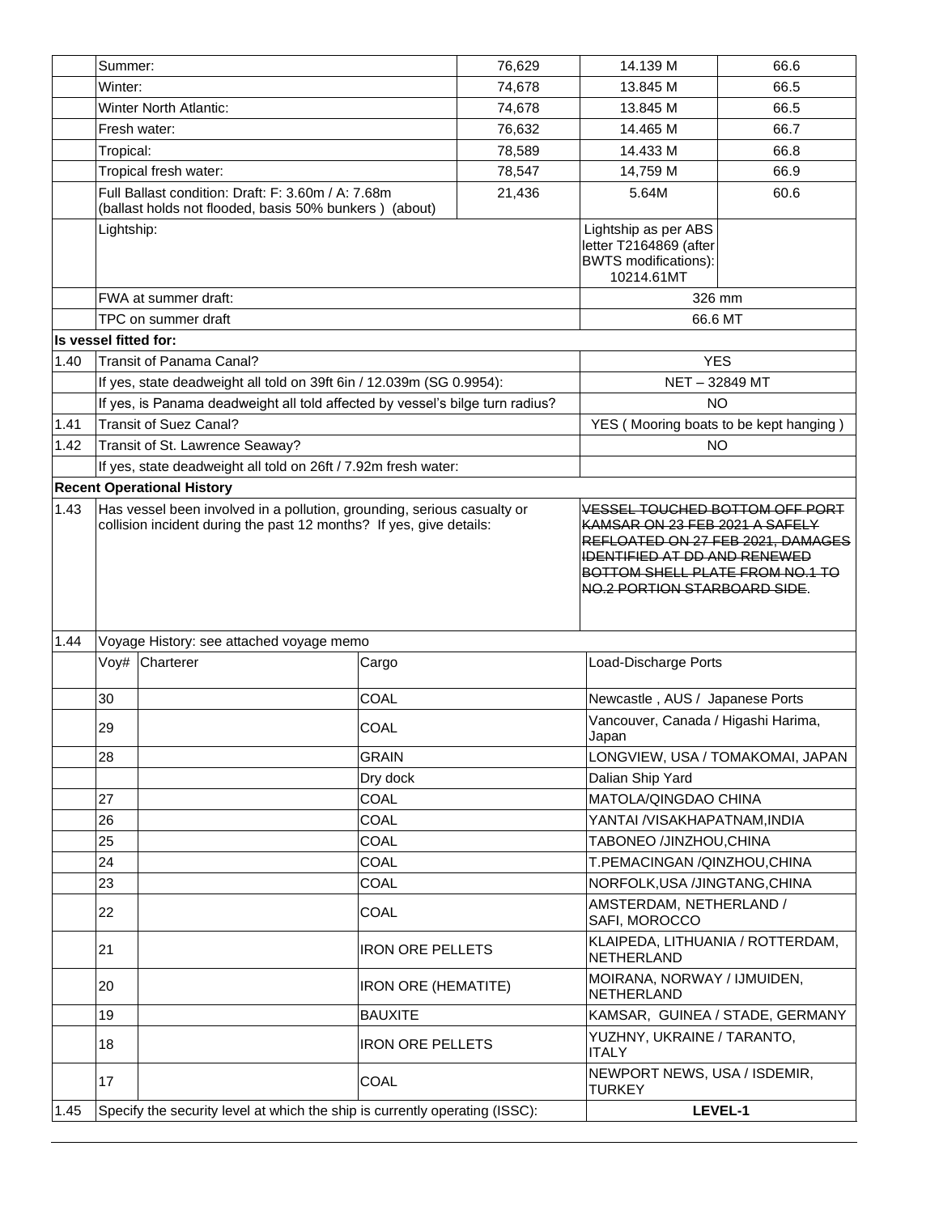| | | | | | |
|---|---|---|---|---|---|
| | Summer: | 76,629 | 14.139 M | 66.6 |
| | Winter: | 74,678 | 13.845 M | 66.5 |
| | Winter North Atlantic: | 74,678 | 13.845 M | 66.5 |
| | Fresh water: | 76,632 | 14.465 M | 66.7 |
| | Tropical: | 78,589 | 14.433 M | 66.8 |
| | Tropical fresh water: | 78,547 | 14,759 M | 66.9 |
| | Full Ballast condition: Draft: F: 3.60m / A: 7.68m (ballast holds not flooded, basis 50% bunkers ) (about) | 21,436 | 5.64M | 60.6 |
| | Lightship: | | Lightship as per ABS letter T2164869 (after BWTS modifications): 10214.61MT | |
| | FWA at summer draft: | | 326 mm | |
| | TPC on summer draft | | 66.6 MT | |

**Is vessel fitted for:**

| | | |
|---|---|---|
| 1.40 | Transit of Panama Canal? | YES |
| | If yes, state deadweight all told on 39ft 6in / 12.039m (SG 0.9954): | NET – 32849 MT |
| | If yes, is Panama deadweight all told affected by vessel's bilge turn radius? | NO |
| 1.41 | Transit of Suez Canal? | YES ( Mooring boats to be kept hanging ) |
| 1.42 | Transit of St. Lawrence Seaway? | NO |
| | If yes, state deadweight all told on 26ft / 7.92m fresh water: | |

**Recent Operational History**

| | | |
|---|---|---|
| 1.43 | Has vessel been involved in a pollution, grounding, serious casualty or collision incident during the past 12 months? If yes, give details: | ~~VESSEL TOUCHED BOTTOM OFF PORT KAMSAR ON 23 FEB 2021 A SAFELY REFLOATED ON 27 FEB 2021, DAMAGES IDENTIFIED AT DD AND RENEWED BOTTOM SHELL PLATE FROM NO.1 TO NO.2 PORTION STARBOARD SIDE~~. |

1.44 Voyage History: see attached voyage memo

| Voy# | Charterer | Cargo | Load-Discharge Ports |
|---|---|---|---|
| 30 | | COAL | Newcastle , AUS / Japanese Ports |
| 29 | | COAL | Vancouver, Canada / Higashi Harima, Japan |
| 28 | | GRAIN | LONGVIEW, USA / TOMAKOMAI, JAPAN |
| | | Dry dock | Dalian Ship Yard |
| 27 | | COAL | MATOLA/QINGDAO CHINA |
| 26 | | COAL | YANTAI /VISAKHAPATNAM,INDIA |
| 25 | | COAL | TABONEO /JINZHOU,CHINA |
| 24 | | COAL | T.PEMACINGAN /QINZHOU,CHINA |
| 23 | | COAL | NORFOLK,USA /JINGTANG,CHINA |
| 22 | | COAL | AMSTERDAM, NETHERLAND / SAFI, MOROCCO |
| 21 | | IRON ORE PELLETS | KLAIPEDA, LITHUANIA / ROTTERDAM, NETHERLAND |
| 20 | | IRON ORE (HEMATITE) | MOIRANA, NORWAY / IJMUIDEN, NETHERLAND |
| 19 | | BAUXITE | KAMSAR, GUINEA / STADE, GERMANY |
| 18 | | IRON ORE PELLETS | YUZHNY, UKRAINE / TARANTO, ITALY |
| 17 | | COAL | NEWPORT NEWS, USA / ISDEMIR, TURKEY |

| | | |
|---|---|---|
| 1.45 | Specify the security level at which the ship is currently operating (ISSC): | **LEVEL-1** |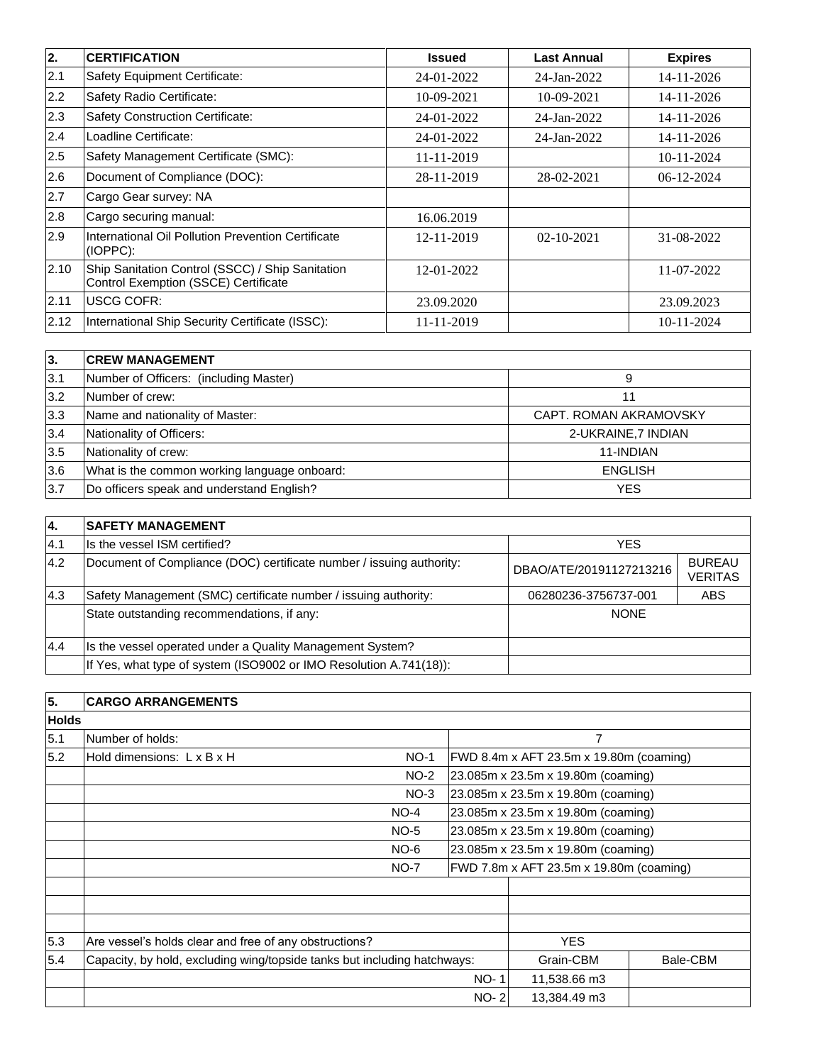| 2. | CERTIFICATION | Issued | Last Annual | Expires |
|---|---|---|---|---|
| 2.1 | Safety Equipment Certificate: | 24-01-2022 | 24-Jan-2022 | 14-11-2026 |
| 2.2 | Safety Radio Certificate: | 10-09-2021 | 10-09-2021 | 14-11-2026 |
| 2.3 | Safety Construction Certificate: | 24-01-2022 | 24-Jan-2022 | 14-11-2026 |
| 2.4 | Loadline Certificate: | 24-01-2022 | 24-Jan-2022 | 14-11-2026 |
| 2.5 | Safety Management Certificate (SMC): | 11-11-2019 | | 10-11-2024 |
| 2.6 | Document of Compliance (DOC): | 28-11-2019 | 28-02-2021 | 06-12-2024 |
| 2.7 | Cargo Gear survey: NA | | | |
| 2.8 | Cargo securing manual: | 16.06.2019 | | |
| 2.9 | International Oil Pollution Prevention Certificate (IOPPC): | 12-11-2019 | 02-10-2021 | 31-08-2022 |
| 2.10 | Ship Sanitation Control (SSCC) / Ship Sanitation Control Exemption (SSCE) Certificate | 12-01-2022 | | 11-07-2022 |
| 2.11 | USCG COFR: | 23.09.2020 | | 23.09.2023 |
| 2.12 | International Ship Security Certificate (ISSC): | 11-11-2019 | | 10-11-2024 |

| 3. | CREW MANAGEMENT | |
|---|---|---|
| 3.1 | Number of Officers: (including Master) | 9 |
| 3.2 | Number of crew: | 11 |
| 3.3 | Name and nationality of Master: | CAPT. ROMAN AKRAMOVSKY |
| 3.4 | Nationality of Officers: | 2-UKRAINE,7 INDIAN |
| 3.5 | Nationality of crew: | 11-INDIAN |
| 3.6 | What is the common working language onboard: | ENGLISH |
| 3.7 | Do officers speak and understand English? | YES |

| 4. | SAFETY MANAGEMENT | | |
|---|---|---|---|
| 4.1 | Is the vessel ISM certified? | YES | |
| 4.2 | Document of Compliance (DOC) certificate number / issuing authority: | DBAO/ATE/20191127213216 | BUREAU VERITAS |
| 4.3 | Safety Management (SMC) certificate number / issuing authority: | 06280236-3756737-001 | ABS |
| | State outstanding recommendations, if any: | NONE | |
| 4.4 | Is the vessel operated under a Quality Management System? | | |
| | If Yes, what type of system (ISO9002 or IMO Resolution A.741(18)): | | |

| 5. | CARGO ARRANGEMENTS | | | |
|---|---|---|---|---|
| **Holds** | | | | |
| 5.1 | Number of holds: | | 7 | |
| 5.2 | Hold dimensions: L x B x H | NO-1 | FWD 8.4m x AFT 23.5m x 19.80m (coaming) | |
| | | NO-2 | 23.085m x 23.5m x 19.80m (coaming) | |
| | | NO-3 | 23.085m x 23.5m x 19.80m (coaming) | |
| | | NO-4 | 23.085m x 23.5m x 19.80m (coaming) | |
| | | NO-5 | 23.085m x 23.5m x 19.80m (coaming) | |
| | | NO-6 | 23.085m x 23.5m x 19.80m (coaming) | |
| | | NO-7 | FWD 7.8m x AFT 23.5m x 19.80m (coaming) | |
| | | | | |
| | | | | |
| | | | | |
| 5.3 | Are vessel's holds clear and free of any obstructions? | | YES | |
| 5.4 | Capacity, by hold, excluding wing/topside tanks but including hatchways: | | Grain-CBM | Bale-CBM |
| | | NO- 1 | 11,538.66 m3 | |
| | | NO- 2 | 13,384.49 m3 | |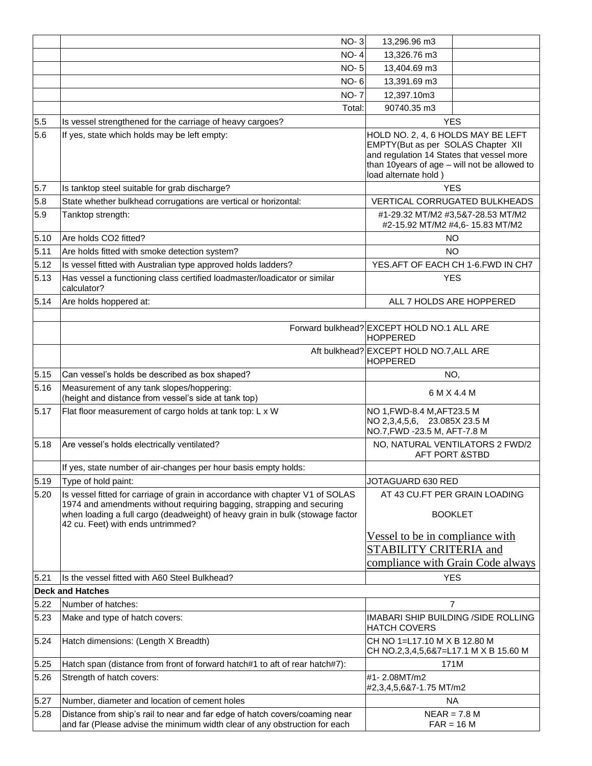| | | | |
|---|---|---|---|
| | NO- 3 | 13,296.96 m3 | |
| | NO- 4 | 13,326.76 m3 | |
| | NO- 5 | 13,404.69 m3 | |
| | NO- 6 | 13,391.69 m3 | |
| | NO- 7 | 12,397.10m3 | |
| | Total: | 90740.35 m3 | |
| 5.5 | Is vessel strengthened for the carriage of heavy cargoes? | YES | |
| 5.6 | If yes, state which holds may be left empty: | HOLD NO. 2, 4, 6 HOLDS MAY BE LEFT EMPTY(But as per SOLAS Chapter XII and regulation 14 States that vessel more than 10years of age – will not be allowed to load alternate hold ) | |
| 5.7 | Is tanktop steel suitable for grab discharge? | YES | |
| 5.8 | State whether bulkhead corrugations are vertical or horizontal: | VERTICAL CORRUGATED BULKHEADS | |
| 5.9 | Tanktop strength: | #1-29.32 MT/M2 #3,5&7-28.53 MT/M2 #2-15.92 MT/M2 #4,6- 15.83 MT/M2 | |
| 5.10 | Are holds CO2 fitted? | NO | |
| 5.11 | Are holds fitted with smoke detection system? | NO | |
| 5.12 | Is vessel fitted with Australian type approved holds ladders? | YES.AFT OF EACH CH 1-6.FWD IN CH7 | |
| 5.13 | Has vessel a functioning class certified loadmaster/loadicator or similar calculator? | YES | |
| 5.14 | Are holds hoppered at: | ALL 7 HOLDS ARE HOPPERED | |
| | | | |
| | Forward bulkhead? | EXCEPT HOLD NO.1 ALL ARE HOPPERED | |
| | Aft bulkhead? | EXCEPT HOLD NO.7,ALL ARE HOPPERED | |
| 5.15 | Can vessel's holds be described as box shaped? | NO, | |
| 5.16 | Measurement of any tank slopes/hoppering: (height and distance from vessel's side at tank top) | 6 M X 4.4 M | |
| 5.17 | Flat floor measurement of cargo holds at tank top: L x W | NO 1,FWD-8.4 M,AFT23.5 M NO 2,3,4,5,6, 23.085X 23.5 M NO.7,FWD -23.5 M, AFT-7.8 M | |
| 5.18 | Are vessel's holds electrically ventilated? | NO, NATURAL VENTILATORS 2 FWD/2 AFT PORT &STBD | |
| | If yes, state number of air-changes per hour basis empty holds: | | |
| 5.19 | Type of hold paint: | JOTAGUARD 630 RED | |
| 5.20 | Is vessel fitted for carriage of grain in accordance with chapter V1 of SOLAS 1974 and amendments without requiring bagging, strapping and securing when loading a full cargo (deadweight) of heavy grain in bulk (stowage factor 42 cu. Feet) with ends untrimmed? | AT 43 CU.FT PER GRAIN LOADING BOOKLET<br>Vessel to be in compliance with STABILITY CRITERIA and compliance with Grain Code always | |
| 5.21 | Is the vessel fitted with A60 Steel Bulkhead? | YES | |
| **Deck and Hatches** | | | |
| 5.22 | Number of hatches: | 7 | |
| 5.23 | Make and type of hatch covers: | IMABARI SHIP BUILDING /SIDE ROLLING HATCH COVERS | |
| 5.24 | Hatch dimensions: (Length X Breadth) | CH NO 1=L17.10 M X B 12.80 M CH NO.2,3,4,5,6&7=L17.1 M X B 15.60 M | |
| 5.25 | Hatch span (distance from front of forward hatch#1 to aft of rear hatch#7): | 171M | |
| 5.26 | Strength of hatch covers: | #1- 2.08MT/m2 #2,3,4,5,6&7-1.75 MT/m2 | |
| 5.27 | Number, diameter and location of cement holes | NA | |
| 5.28 | Distance from ship's rail to near and far edge of hatch covers/coaming near and far (Please advise the minimum width clear of any obstruction for each | NEAR = 7.8 M FAR = 16 M | |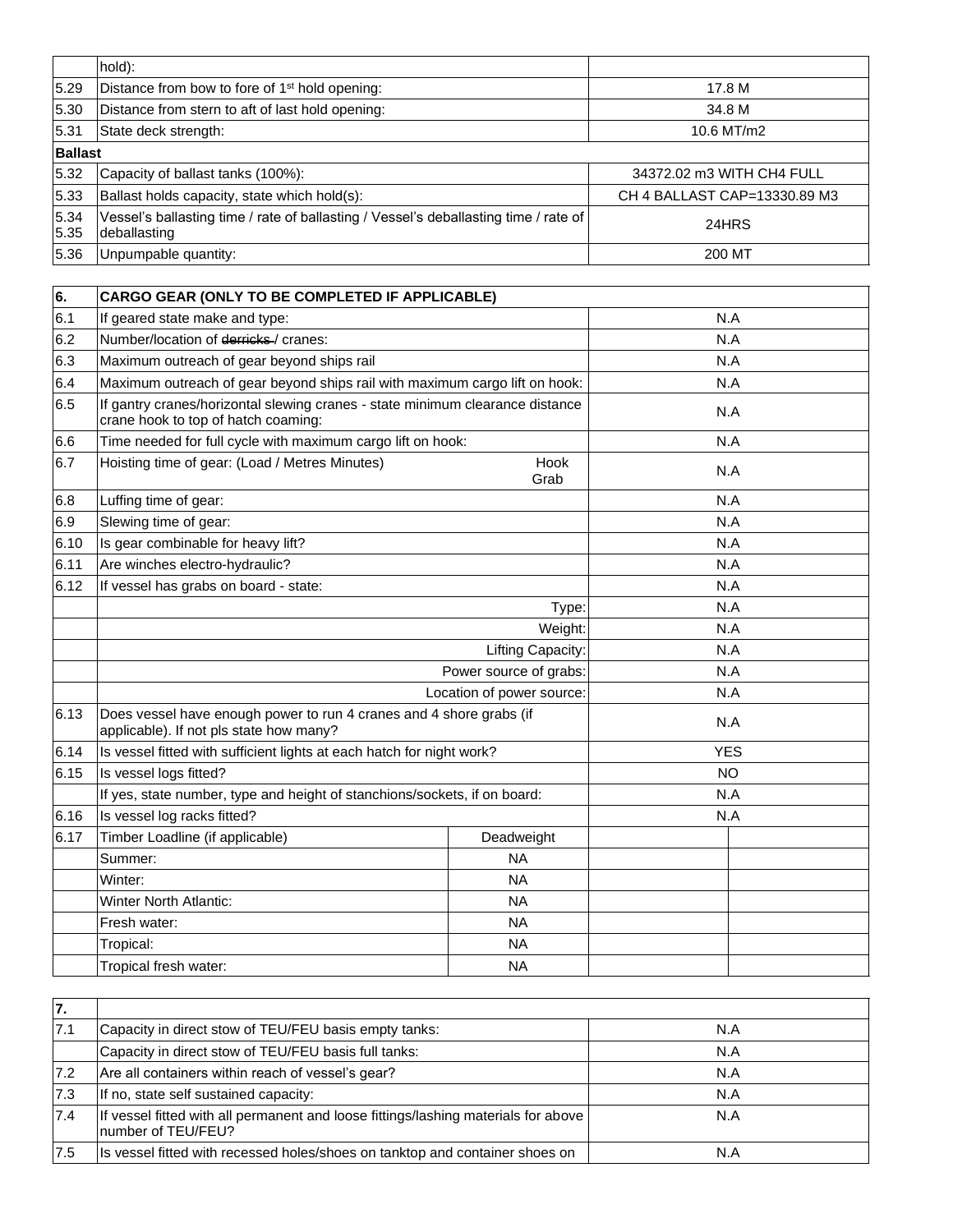|  | hold): |  |
|---|---|---|
| 5.29 | Distance from bow to fore of 1st hold opening: | 17.8 M |
| 5.30 | Distance from stern to aft of last hold opening: | 34.8 M |
| 5.31 | State deck strength: | 10.6 MT/m2 |
| **Ballast** |  |  |
| 5.32 | Capacity of ballast tanks (100%): | 34372.02 m3 WITH CH4 FULL |
| 5.33 | Ballast holds capacity, state which hold(s): | CH 4 BALLAST CAP=13330.89 M3 |
| 5.34 5.35 | Vessel's ballasting time / rate of ballasting / Vessel's deballasting time / rate of deballasting | 24HRS |
| 5.36 | Unpumpable quantity: | 200 MT |

| **6.** | **CARGO GEAR (ONLY TO BE COMPLETED IF APPLICABLE)** |  |  |  |
|---|---|---|---|---|
| 6.1 | If geared state make and type: |  | N.A |  |
| 6.2 | Number/location of ~~derricks~~ / cranes: |  | N.A |  |
| 6.3 | Maximum outreach of gear beyond ships rail |  | N.A |  |
| 6.4 | Maximum outreach of gear beyond ships rail with maximum cargo lift on hook: |  | N.A |  |
| 6.5 | If gantry cranes/horizontal slewing cranes - state minimum clearance distance crane hook to top of hatch coaming: |  | N.A |  |
| 6.6 | Time needed for full cycle with maximum cargo lift on hook: |  | N.A |  |
| 6.7 | Hoisting time of gear: (Load / Metres Minutes) | Hook Grab | N.A |  |
| 6.8 | Luffing time of gear: |  | N.A |  |
| 6.9 | Slewing time of gear: |  | N.A |  |
| 6.10 | Is gear combinable for heavy lift? |  | N.A |  |
| 6.11 | Are winches electro-hydraulic? |  | N.A |  |
| 6.12 | If vessel has grabs on board - state: |  | N.A |  |
|  | Type: |  | N.A |  |
|  | Weight: |  | N.A |  |
|  | Lifting Capacity: |  | N.A |  |
|  | Power source of grabs: |  | N.A |  |
|  | Location of power source: |  | N.A |  |
| 6.13 | Does vessel have enough power to run 4 cranes and 4 shore grabs (if applicable). If not pls state how many? |  | N.A |  |
| 6.14 | Is vessel fitted with sufficient lights at each hatch for night work? |  | YES |  |
| 6.15 | Is vessel logs fitted? |  | NO |  |
|  | If yes, state number, type and height of stanchions/sockets, if on board: |  | N.A |  |
| 6.16 | Is vessel log racks fitted? |  | N.A |  |
| 6.17 | Timber Loadline (if applicable) | Deadweight |  |  |
|  | Summer: | NA |  |  |
|  | Winter: | NA |  |  |
|  | Winter North Atlantic: | NA |  |  |
|  | Fresh water: | NA |  |  |
|  | Tropical: | NA |  |  |
|  | Tropical fresh water: | NA |  |  |

| **7.** |  |  |
|---|---|---|
| 7.1 | Capacity in direct stow of TEU/FEU basis empty tanks: | N.A |
|  | Capacity in direct stow of TEU/FEU basis full tanks: | N.A |
| 7.2 | Are all containers within reach of vessel's gear? | N.A |
| 7.3 | If no, state self sustained capacity: | N.A |
| 7.4 | If vessel fitted with all permanent and loose fittings/lashing materials for above number of TEU/FEU? | N.A |
| 7.5 | Is vessel fitted with recessed holes/shoes on tanktop and container shoes on | N.A |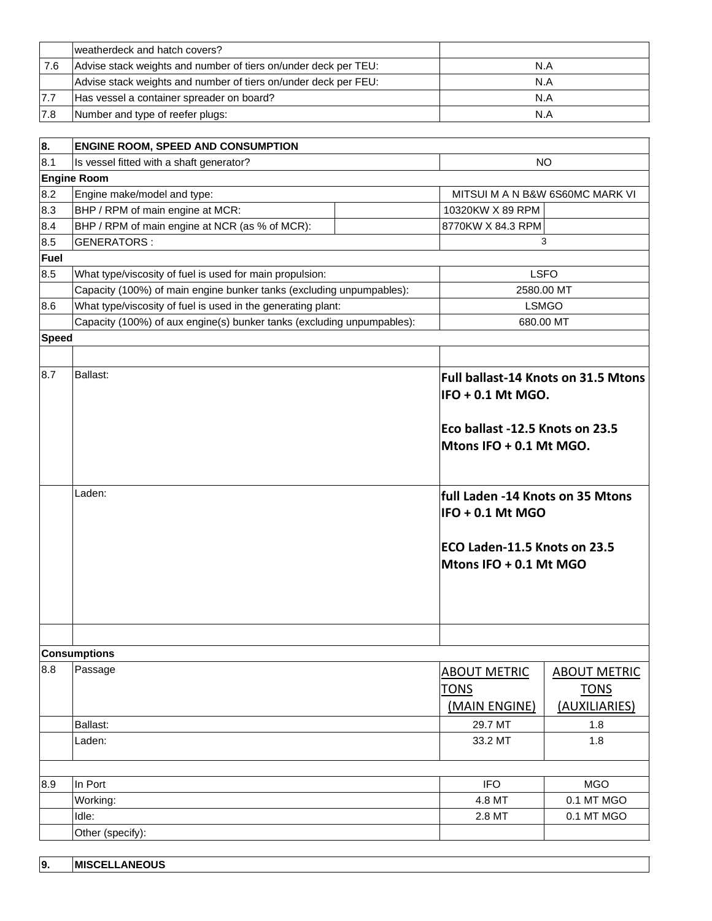| | | |
|---|---|---|
| | weatherdeck and hatch covers? | |
| 7.6 | Advise stack weights and number of tiers on/under deck per TEU: | N.A |
| | Advise stack weights and number of tiers on/under deck per FEU: | N.A |
| 7.7 | Has vessel a container spreader on board? | N.A |
| 7.8 | Number and type of reefer plugs: | N.A |

| | | | |
|---|---|---|---|
| **8.** | **ENGINE ROOM, SPEED AND CONSUMPTION** | | |
| 8.1 | Is vessel fitted with a shaft generator? | NO | |
| **Engine Room** | | | |
| 8.2 | Engine make/model and type: | MITSUI M A N B&W 6S60MC MARK VI | |
| 8.3 | BHP / RPM of main engine at MCR: | 10320KW X 89 RPM | |
| 8.4 | BHP / RPM of main engine at NCR (as % of MCR): | 8770KW X 84.3 RPM | |
| 8.5 | GENERATORS : | 3 | |
| **Fuel** | | | |
| 8.5 | What type/viscosity of fuel is used for main propulsion: | LSFO | |
| | Capacity (100%) of main engine bunker tanks (excluding unpumpables): | 2580.00 MT | |
| 8.6 | What type/viscosity of fuel is used in the generating plant: | LSMGO | |
| | Capacity (100%) of aux engine(s) bunker tanks (excluding unpumpables): | 680.00 MT | |
| **Speed** | | | |
| | | | |
| 8.7 | Ballast: | **Full ballast-14 Knots on 31.5 Mtons IFO + 0.1 Mt MGO.**<br><br>**Eco ballast -12.5 Knots on 23.5 Mtons IFO + 0.1 Mt MGO.** | |
| | Laden: | **full Laden -14 Knots on 35 Mtons IFO + 0.1 Mt MGO**<br><br>**ECO Laden-11.5 Knots on 23.5 Mtons IFO + 0.1 Mt MGO** | |
| | | | |
| **Consumptions** | | | |
| 8.8 | Passage | ABOUT METRIC TONS (MAIN ENGINE) | ABOUT METRIC TONS (AUXILIARIES) |
| | Ballast: | 29.7 MT | 1.8 |
| | Laden: | 33.2 MT | 1.8 |
| | | | |
| 8.9 | In Port | IFO | MGO |
| | Working: | 4.8 MT | 0.1 MT MGO |
| | Idle: | 2.8 MT | 0.1 MT MGO |
| | Other (specify): | | |

| | |
|---|---|
| **9.** | **MISCELLANEOUS** |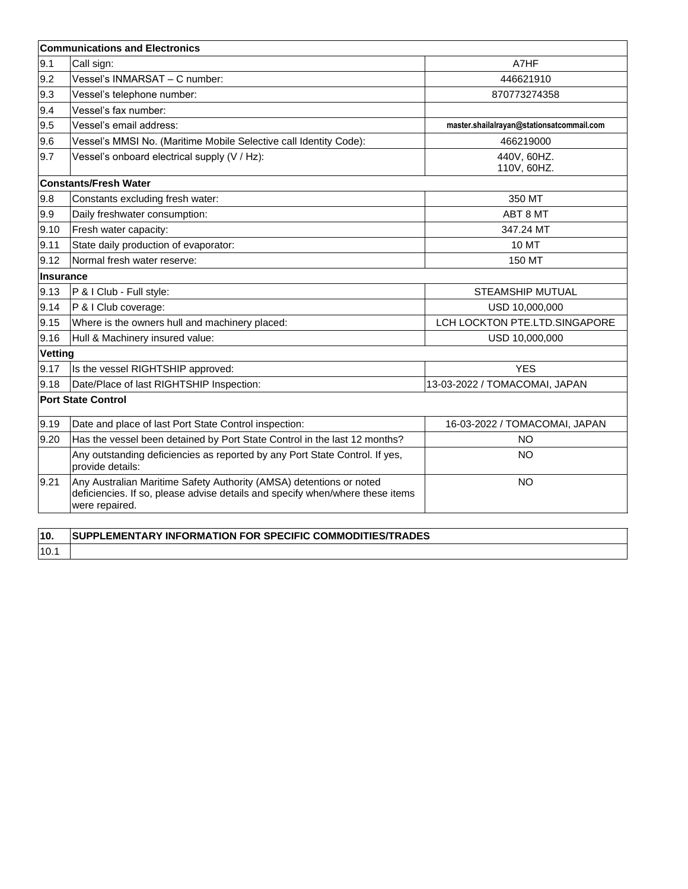| | | |
|---|---|---|
| **Communications and Electronics** | | |
| 9.1 | Call sign: | A7HF |
| 9.2 | Vessel's INMARSAT – C number: | 446621910 |
| 9.3 | Vessel's telephone number: | 870773274358 |
| 9.4 | Vessel's fax number: | |
| 9.5 | Vessel's email address: | master.shailalrayan@stationsatcommail.com |
| 9.6 | Vessel's MMSI No. (Maritime Mobile Selective call Identity Code): | 466219000 |
| 9.7 | Vessel's onboard electrical supply (V / Hz): | 440V, 60HZ.<br>110V, 60HZ. |
| **Constants/Fresh Water** | | |
| 9.8 | Constants excluding fresh water: | 350 MT |
| 9.9 | Daily freshwater consumption: | ABT 8 MT |
| 9.10 | Fresh water capacity: | 347.24 MT |
| 9.11 | State daily production of evaporator: | 10 MT |
| 9.12 | Normal fresh water reserve: | 150 MT |
| **Insurance** | | |
| 9.13 | P & I Club - Full style: | STEAMSHIP MUTUAL |
| 9.14 | P & I Club coverage: | USD 10,000,000 |
| 9.15 | Where is the owners hull and machinery placed: | LCH LOCKTON PTE.LTD.SINGAPORE |
| 9.16 | Hull & Machinery insured value: | USD 10,000,000 |
| **Vetting** | | |
| 9.17 | Is the vessel RIGHTSHIP approved: | YES |
| 9.18 | Date/Place of last RIGHTSHIP Inspection: | 13-03-2022 / TOMACOMAI, JAPAN |
| **Port State Control** | | |
| 9.19 | Date and place of last Port State Control inspection: | 16-03-2022 / TOMACOMAI, JAPAN |
| 9.20 | Has the vessel been detained by Port State Control in the last 12 months? | NO |
| | Any outstanding deficiencies as reported by any Port State Control. If yes, provide details: | NO |
| 9.21 | Any Australian Maritime Safety Authority (AMSA) detentions or noted deficiencies. If so, please advise details and specify when/where these items were repaired. | NO |

| | |
|---|---|
| **10.** | **SUPPLEMENTARY INFORMATION FOR SPECIFIC COMMODITIES/TRADES** |
| 10.1 | |